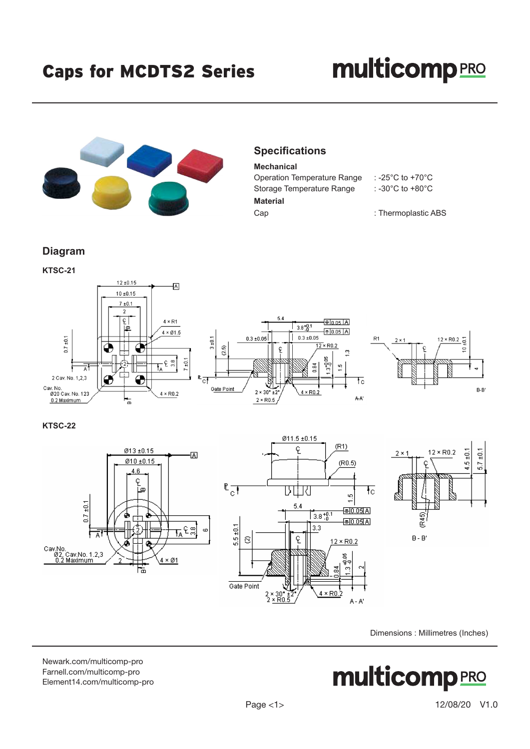# Caps for MCDTS2 Series

## Specifications

**Mechanical**

| | |
|---|---|
| Operation Temperature Range | : -25°C to +70°C |
| Storage Temperature Range | : -30°C to +80°C |

**Material**

| | |
|---|---|
| Cap | : Thermoplastic ABS |

## Diagram

**KTSC-21**

**KTSC-22**

Dimensions : Millimetres (Inches)

Newark.com/multicomp-pro
Farnell.com/multicomp-pro
Element14.com/multicomp-pro

12/08/20 V1.0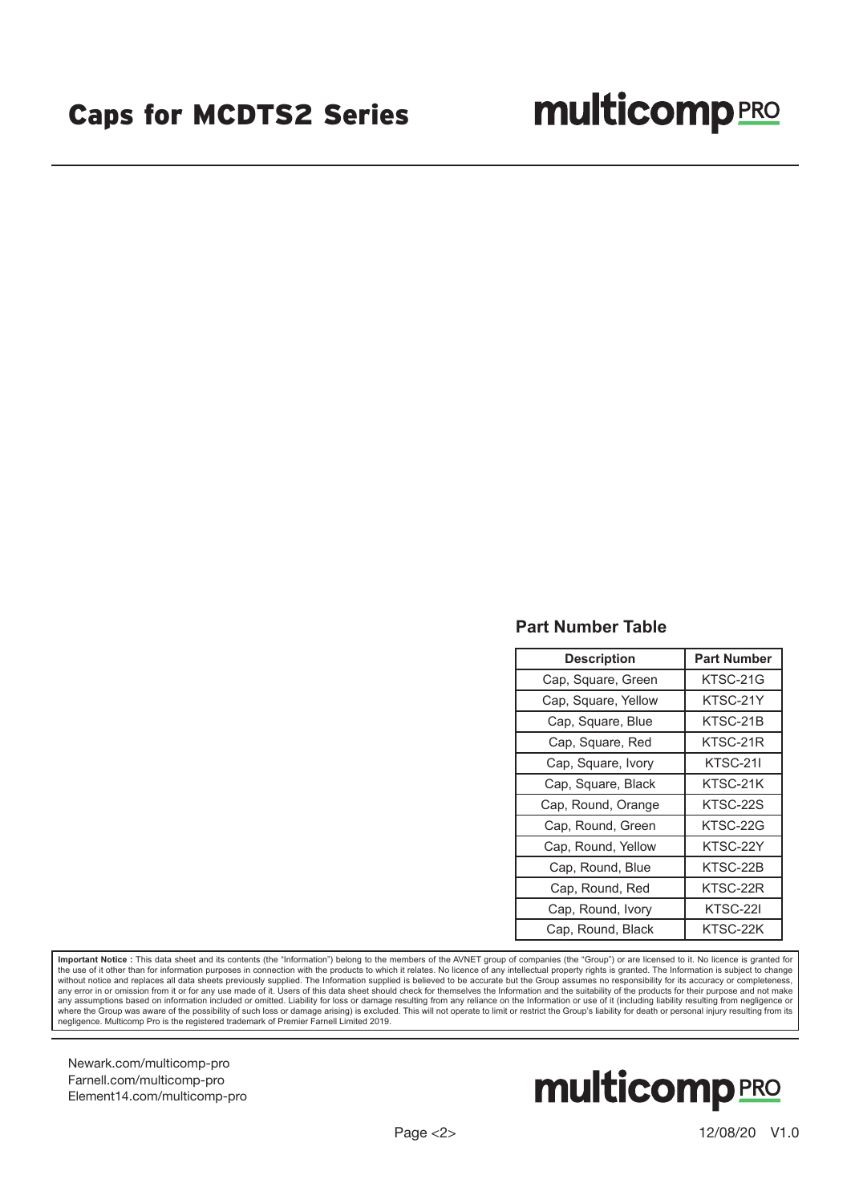## Part Number Table

| Description | Part Number |
|---|---|
| Cap, Square, Green | KTSC-21G |
| Cap, Square, Yellow | KTSC-21Y |
| Cap, Square, Blue | KTSC-21B |
| Cap, Square, Red | KTSC-21R |
| Cap, Square, Ivory | KTSC-21I |
| Cap, Square, Black | KTSC-21K |
| Cap, Round, Orange | KTSC-22S |
| Cap, Round, Green | KTSC-22G |
| Cap, Round, Yellow | KTSC-22Y |
| Cap, Round, Blue | KTSC-22B |
| Cap, Round, Red | KTSC-22R |
| Cap, Round, Ivory | KTSC-22I |
| Cap, Round, Black | KTSC-22K |

**Important Notice :** This data sheet and its contents (the "Information") belong to the members of the AVNET group of companies (the "Group") or are licensed to it. No licence is granted for the use of it other than for information purposes in connection with the products to which it relates. No licence of any intellectual property rights is granted. The Information is subject to change without notice and replaces all data sheets previously supplied. The Information supplied is believed to be accurate but the Group assumes no responsibility for its accuracy or completeness, any error in or omission from it or for any use made of it. Users of this data sheet should check for themselves the Information and the suitability of the products for their purpose and not make any assumptions based on information included or omitted. Liability for loss or damage resulting from any reliance on the Information or use of it (including liability resulting from negligence or where the Group was aware of the possibility of such loss or damage arising) is excluded. This will not operate to limit or restrict the Group's liability for death or personal injury resulting from its negligence. Multicomp Pro is the registered trademark of Premier Farnell Limited 2019.

Newark.com/multicomp-pro
Farnell.com/multicomp-pro
Element14.com/multicomp-pro

12/08/20 V1.0